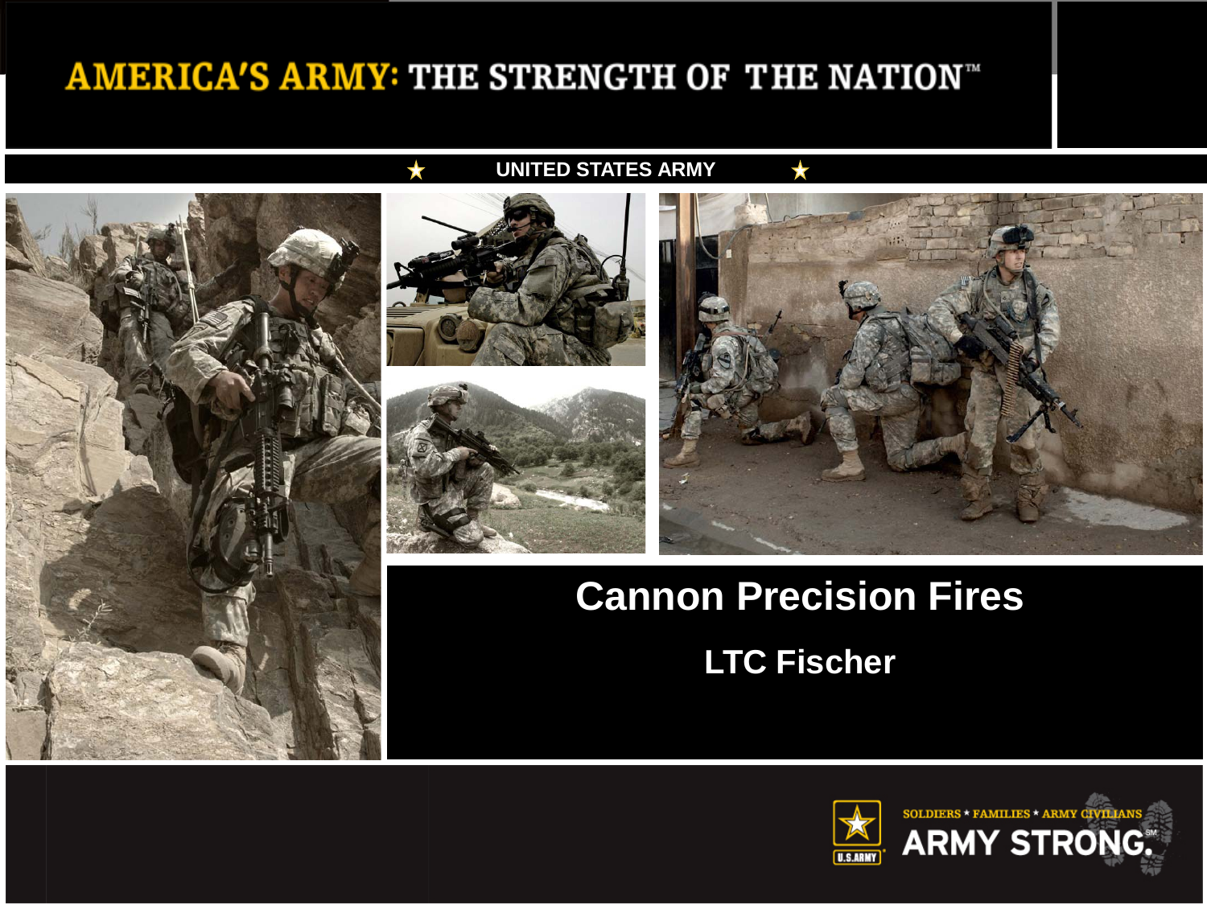AMERICA'S ARMY: THE STRENGTH OF THE NATION™

UNITED STATES ARMY

# Cannon Precision Fires

## LTC Fischer

SOLDIERS * FAMILIES * ARMY CIVILIANS

ARMY STRONG.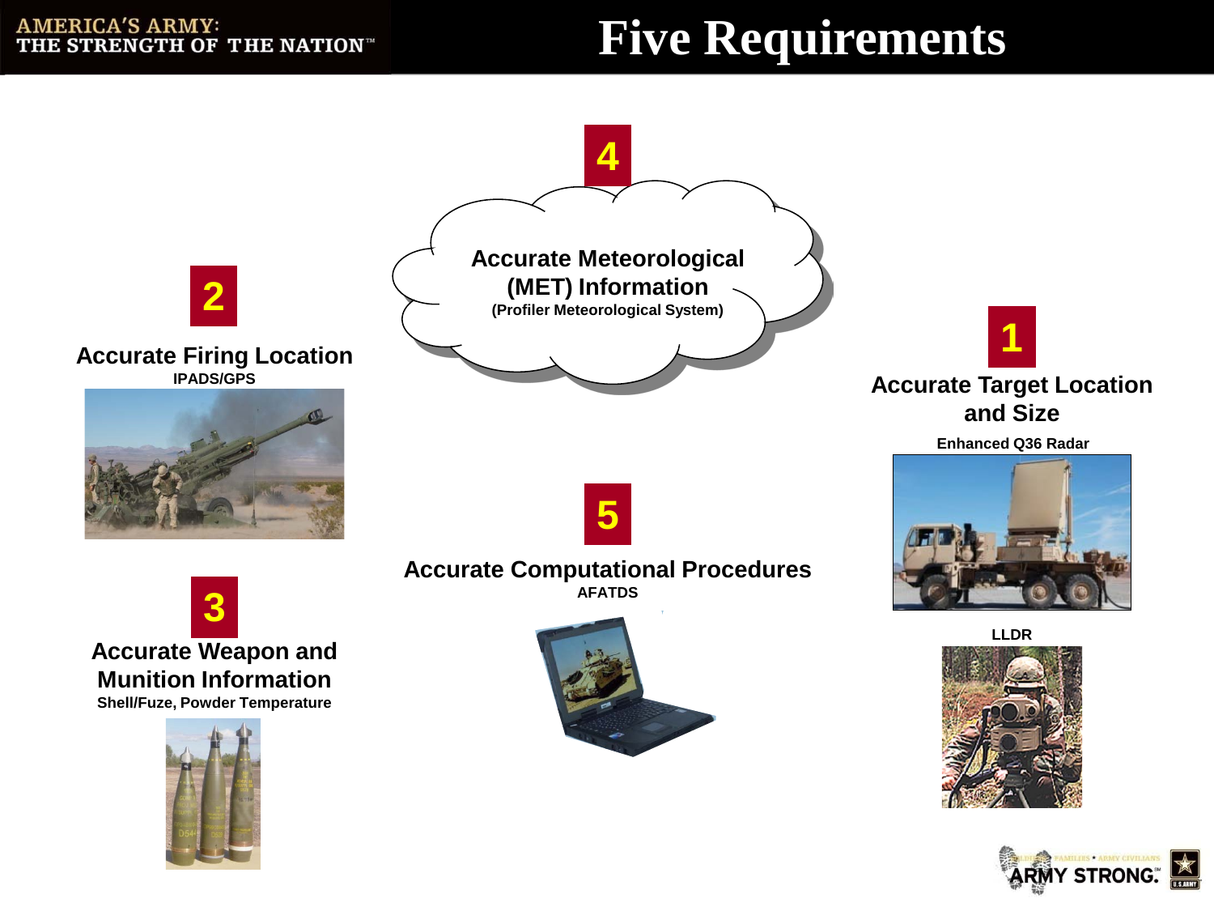# Five Requirements

## 1
**Accurate Target Location and Size**

**Enhanced Q36 Radar**

**LLDR**

## 2
**Accurate Firing Location**

**IPADS/GPS**

## 3
**Accurate Weapon and Munition Information**

**Shell/Fuze, Powder Temperature**

## 4
**Accurate Meteorological (MET) Information**

**(Profiler Meteorological System)**

## 5
**Accurate Computational Procedures**

**AFATDS**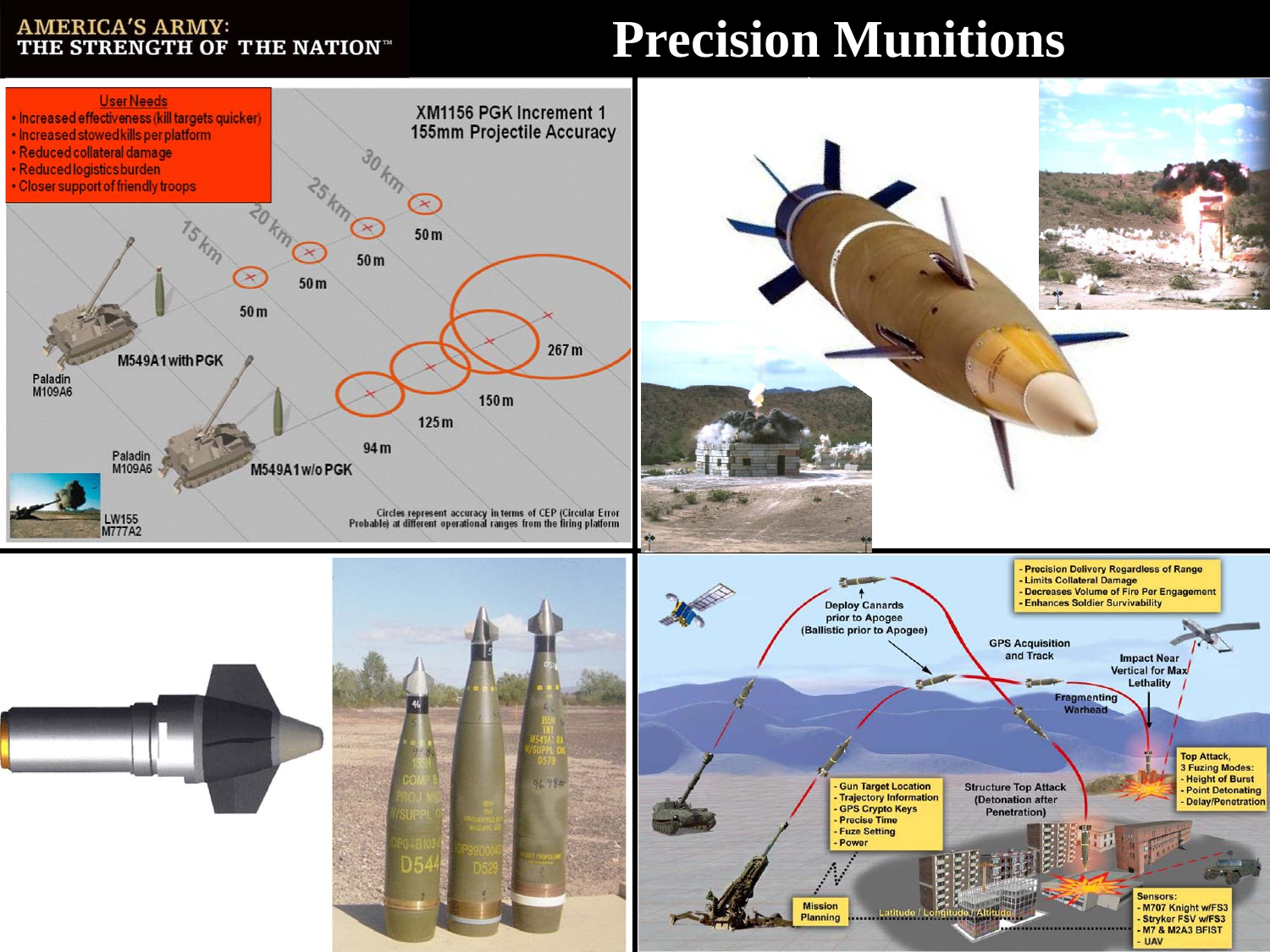# Precision Munitions

**AMERICA'S ARMY: THE STRENGTH OF THE NATION™**

User Needs

- Increased effectiveness (kill targets quicker)
- Increased stowed kills per platform
- Reduced collateral damage
- Reduced logistics burden
- Closer support of friendly troops

XM1156 PGK Increment 1 155mm Projectile Accuracy

15 km — 20 km — 25 km — 30 km

M549A1 with PGK: 50 m, 50 m, 50 m, 50 m

M549A1 w/o PGK: 94 m, 125 m, 150 m, 267 m

Paladin M109A6

LW155 M777A2

Circles represent accuracy in terms of CEP (Circular Error Probable) at different operational ranges from the firing platform

- Precision Delivery Regardless of Range
- Limits Collateral Damage
- Decreases Volume of Fire Per Engagement
- Enhances Soldier Survivability

Deploy Canards prior to Apogee (Ballistic prior to Apogee)

GPS Acquisition and Track

Impact Near Vertical for Max Lethality

Fragmenting Warhead

Top Attack, 3 Fuzing Modes:
- Height of Burst
- Point Detonating
- Delay/Penetration

Structure Top Attack (Detonation after Penetration)

- Gun Target Location
- Trajectory Information
- GPS Crypto Keys
- Precise Time
- Fuze Setting
- Power

Mission Planning

Latitude / Longitude / Altitude

Sensors:
- M707 Knight w/FS3
- Stryker FSV w/FS3
- M7 & M2A3 BFIST
- UAV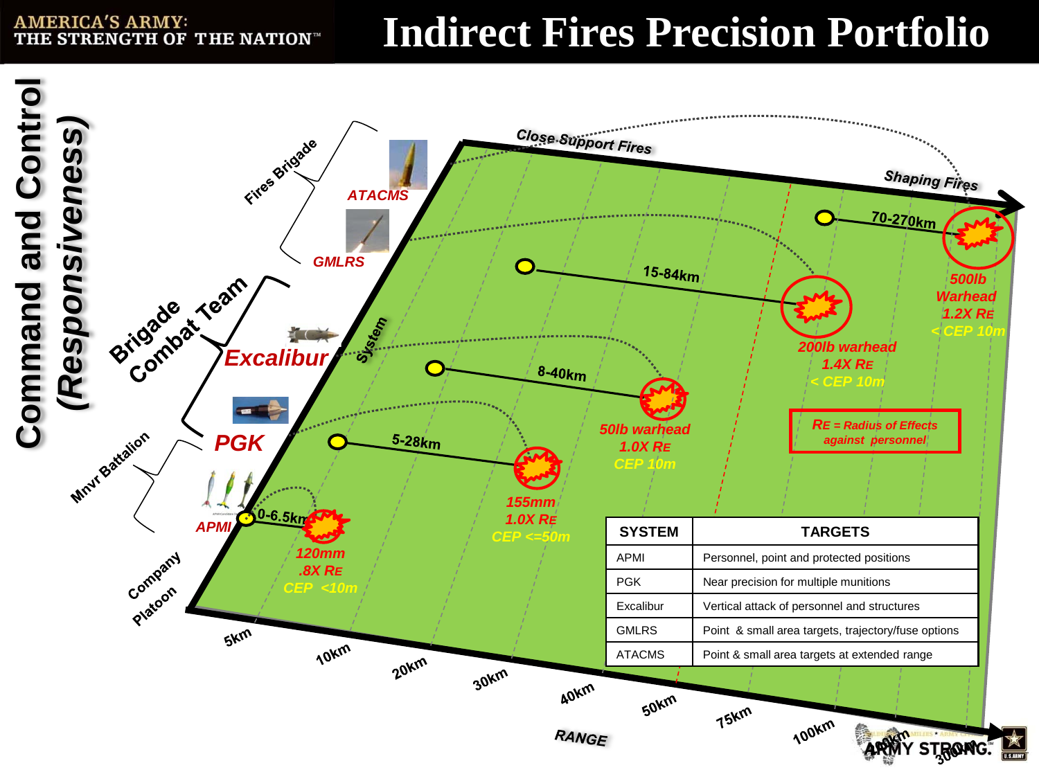# Indirect Fires Precision Portfolio

AMERICA'S ARMY: THE STRENGTH OF THE NATION™

**Command and Control (Responsiveness)**

Fires Brigade — ATACMS, GMLRS

Brigade Combat Team — Excalibur, PGK

Mnvr Battalion — APMI

Company Platoon

System

Close Support Fires

Shaping Fires

- APMI: 0-6.5km — 120mm, .8X RE, CEP <10m
- PGK: 5-28km — 155mm, 1.0X RE, CEP <=50m
- Excalibur: 8-40km — 50lb warhead, 1.0X RE, CEP 10m
- GMLRS: 15-84km — 200lb warhead, 1.4X RE, < CEP 10m
- ATACMS: 70-270km — 500lb Warhead, 1.2X RE, < CEP 10m

RE = Radius of Effects against personnel

RANGE: 5km, 10km, 20km, 30km, 40km, 50km, 75km, 100km, 200km, 300km

| SYSTEM | TARGETS |
|---|---|
| APMI | Personnel, point and protected positions |
| PGK | Near precision for multiple munitions |
| Excalibur | Vertical attack of personnel and structures |
| GMLRS | Point & small area targets, trajectory/fuse options |
| ATACMS | Point & small area targets at extended range |

ARMY STRONG.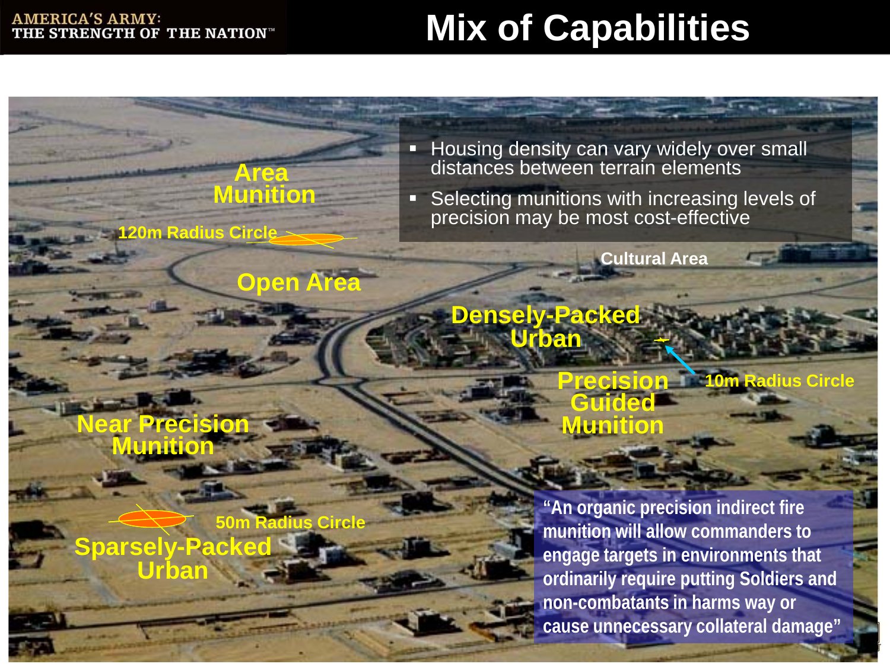# Mix of Capabilities

- Housing density can vary widely over small distances between terrain elements
- Selecting munitions with increasing levels of precision may be most cost-effective

Area Munition

120m Radius Circle

Open Area

Cultural Area

Densely-Packed Urban

Precision Guided Munition

10m Radius Circle

Near Precision Munition

50m Radius Circle

Sparsely-Packed Urban

"An organic precision indirect fire munition will allow commanders to engage targets in environments that ordinarily require putting Soldiers and non-combatants in harms way or cause unnecessary collateral damage"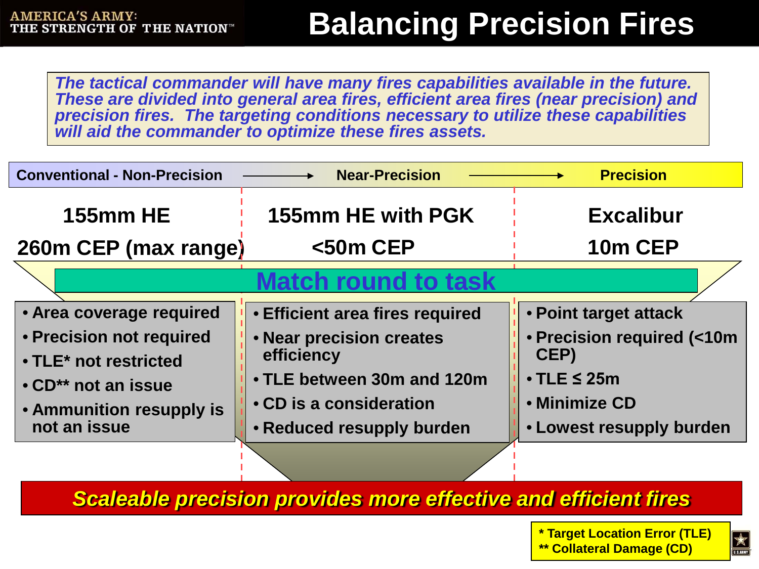# Balancing Precision Fires

*The tactical commander will have many fires capabilities available in the future. These are divided into general area fires, efficient area fires (near precision) and precision fires. The targeting conditions necessary to utilize these capabilities will aid the commander to optimize these fires assets.*

| Conventional - Non-Precision | Near-Precision | Precision |
|---|---|---|
| **155mm HE** | **155mm HE with PGK** | **Excalibur** |
| **260m CEP (max range)** | **<50m CEP** | **10m CEP** |

**Match round to task**

| Conventional - Non-Precision | Near-Precision | Precision |
|---|---|---|
| • Area coverage required<br>• Precision not required<br>• TLE* not restricted<br>• CD** not an issue<br>• Ammunition resupply is not an issue | • Efficient area fires required<br>• Near precision creates efficiency<br>• TLE between 30m and 120m<br>• CD is a consideration<br>• Reduced resupply burden | • Point target attack<br>• Precision required (<10m CEP)<br>• TLE ≤ 25m<br>• Minimize CD<br>• Lowest resupply burden |

***Scaleable precision provides more effective and efficient fires***

\* Target Location Error (TLE)
\*\* Collateral Damage (CD)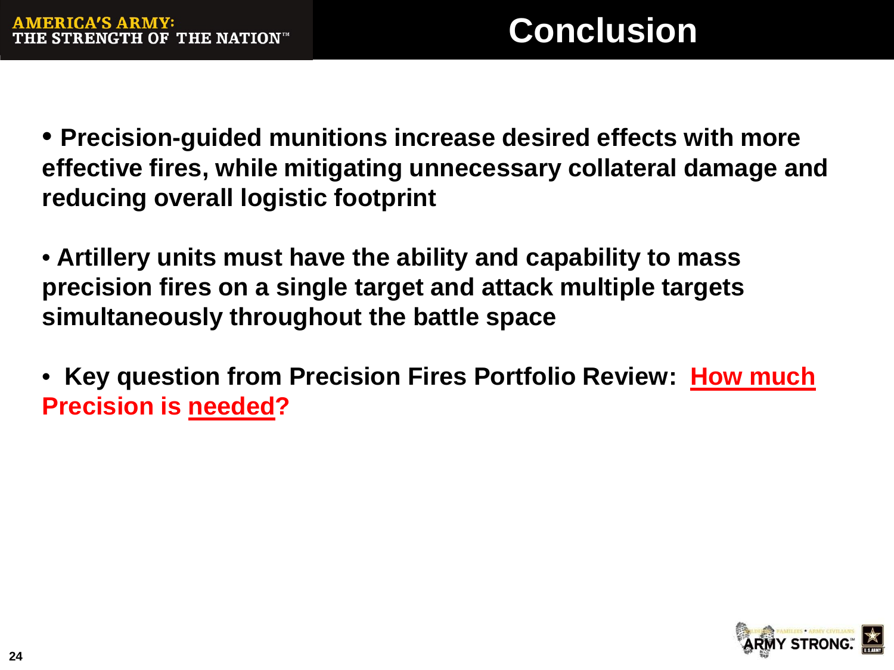# Conclusion

- **Precision-guided munitions increase desired effects with more effective fires, while mitigating unnecessary collateral damage and reducing overall logistic footprint**

- **Artillery units must have the ability and capability to mass precision fires on a single target and attack multiple targets simultaneously throughout the battle space**

- **Key question from Precision Fires Portfolio Review: How much Precision is needed?**